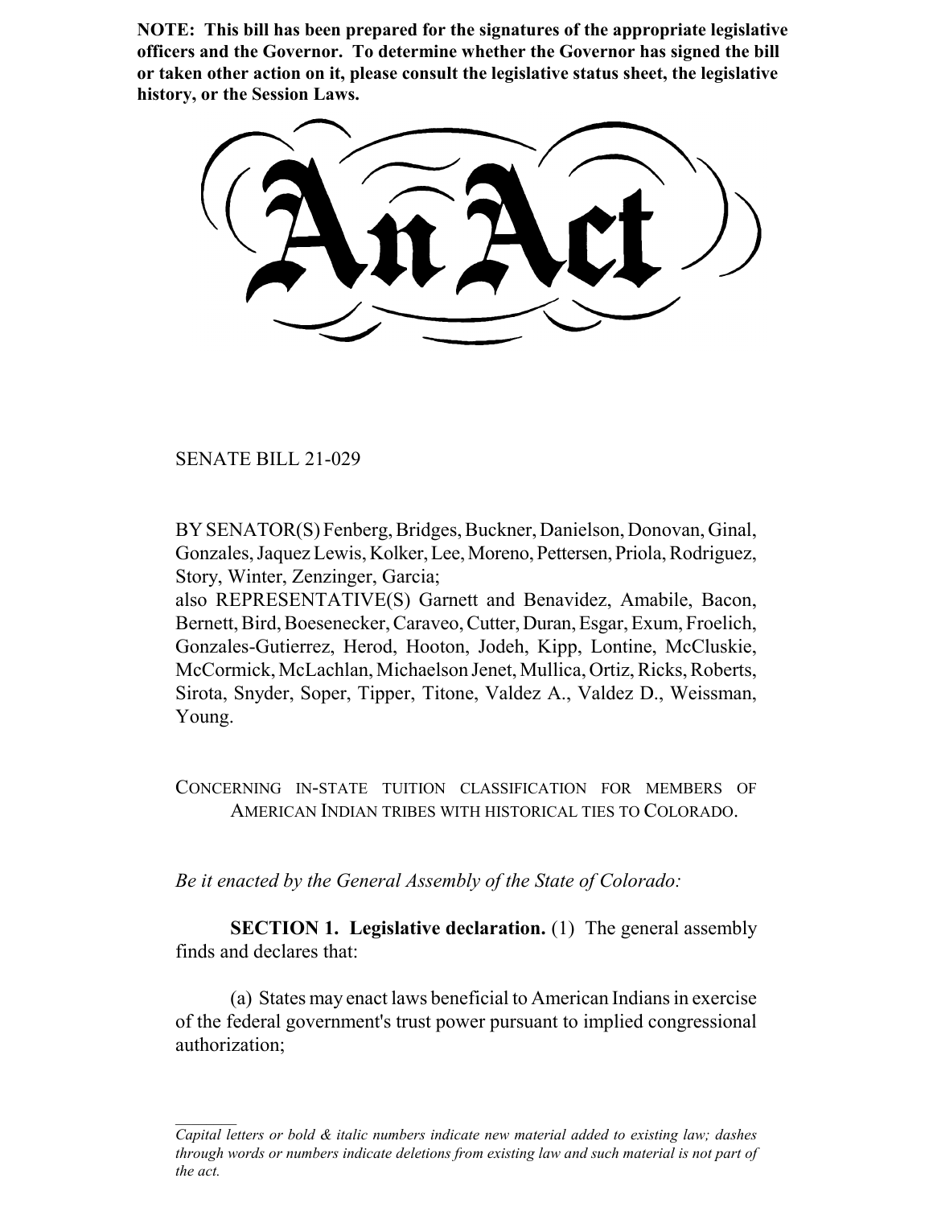**NOTE: This bill has been prepared for the signatures of the appropriate legislative officers and the Governor. To determine whether the Governor has signed the bill or taken other action on it, please consult the legislative status sheet, the legislative history, or the Session Laws.**

# An Act

SENATE BILL 21-029

BY SENATOR(S) Fenberg, Bridges, Buckner, Danielson, Donovan, Ginal, Gonzales, Jaquez Lewis, Kolker, Lee, Moreno, Pettersen, Priola, Rodriguez, Story, Winter, Zenzinger, Garcia;
also REPRESENTATIVE(S) Garnett and Benavidez, Amabile, Bacon, Bernett, Bird, Boesenecker, Caraveo, Cutter, Duran, Esgar, Exum, Froelich, Gonzales-Gutierrez, Herod, Hooton, Jodeh, Kipp, Lontine, McCluskie, McCormick, McLachlan, Michaelson Jenet, Mullica, Ortiz, Ricks, Roberts, Sirota, Snyder, Soper, Tipper, Titone, Valdez A., Valdez D., Weissman, Young.

CONCERNING IN-STATE TUITION CLASSIFICATION FOR MEMBERS OF AMERICAN INDIAN TRIBES WITH HISTORICAL TIES TO COLORADO.

*Be it enacted by the General Assembly of the State of Colorado:*

**SECTION 1. Legislative declaration.** (1) The general assembly finds and declares that:

(a) States may enact laws beneficial to American Indians in exercise of the federal government's trust power pursuant to implied congressional authorization;

*Capital letters or bold & italic numbers indicate new material added to existing law; dashes through words or numbers indicate deletions from existing law and such material is not part of the act.*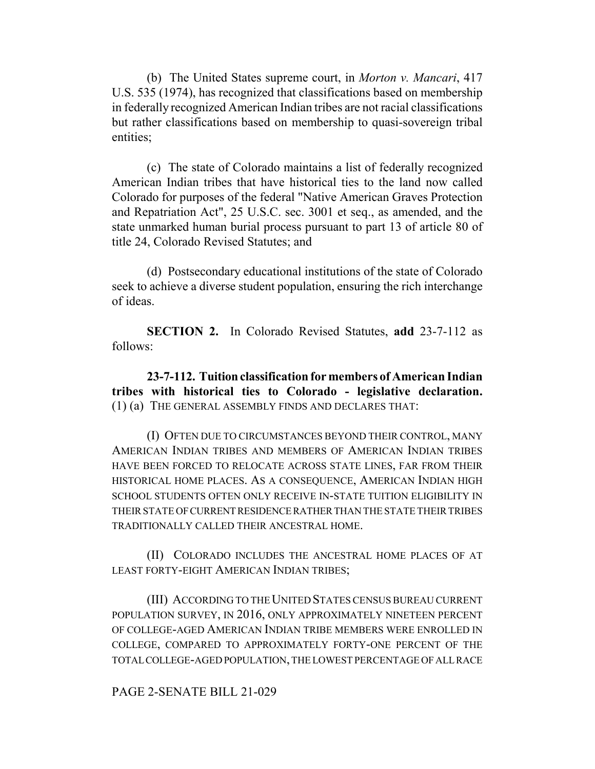(b) The United States supreme court, in *Morton v. Mancari*, 417 U.S. 535 (1974), has recognized that classifications based on membership in federally recognized American Indian tribes are not racial classifications but rather classifications based on membership to quasi-sovereign tribal entities;

(c) The state of Colorado maintains a list of federally recognized American Indian tribes that have historical ties to the land now called Colorado for purposes of the federal "Native American Graves Protection and Repatriation Act", 25 U.S.C. sec. 3001 et seq., as amended, and the state unmarked human burial process pursuant to part 13 of article 80 of title 24, Colorado Revised Statutes; and

(d) Postsecondary educational institutions of the state of Colorado seek to achieve a diverse student population, ensuring the rich interchange of ideas.

**SECTION 2.** In Colorado Revised Statutes, **add** 23-7-112 as follows:

**23-7-112. Tuition classification for members of American Indian tribes with historical ties to Colorado - legislative declaration.** (1) (a) THE GENERAL ASSEMBLY FINDS AND DECLARES THAT:

(I) OFTEN DUE TO CIRCUMSTANCES BEYOND THEIR CONTROL, MANY AMERICAN INDIAN TRIBES AND MEMBERS OF AMERICAN INDIAN TRIBES HAVE BEEN FORCED TO RELOCATE ACROSS STATE LINES, FAR FROM THEIR HISTORICAL HOME PLACES. AS A CONSEQUENCE, AMERICAN INDIAN HIGH SCHOOL STUDENTS OFTEN ONLY RECEIVE IN-STATE TUITION ELIGIBILITY IN THEIR STATE OF CURRENT RESIDENCE RATHER THAN THE STATE THEIR TRIBES TRADITIONALLY CALLED THEIR ANCESTRAL HOME.

(II) COLORADO INCLUDES THE ANCESTRAL HOME PLACES OF AT LEAST FORTY-EIGHT AMERICAN INDIAN TRIBES;

(III) ACCORDING TO THE UNITED STATES CENSUS BUREAU CURRENT POPULATION SURVEY, IN 2016, ONLY APPROXIMATELY NINETEEN PERCENT OF COLLEGE-AGED AMERICAN INDIAN TRIBE MEMBERS WERE ENROLLED IN COLLEGE, COMPARED TO APPROXIMATELY FORTY-ONE PERCENT OF THE TOTAL COLLEGE-AGED POPULATION, THE LOWEST PERCENTAGE OF ALL RACE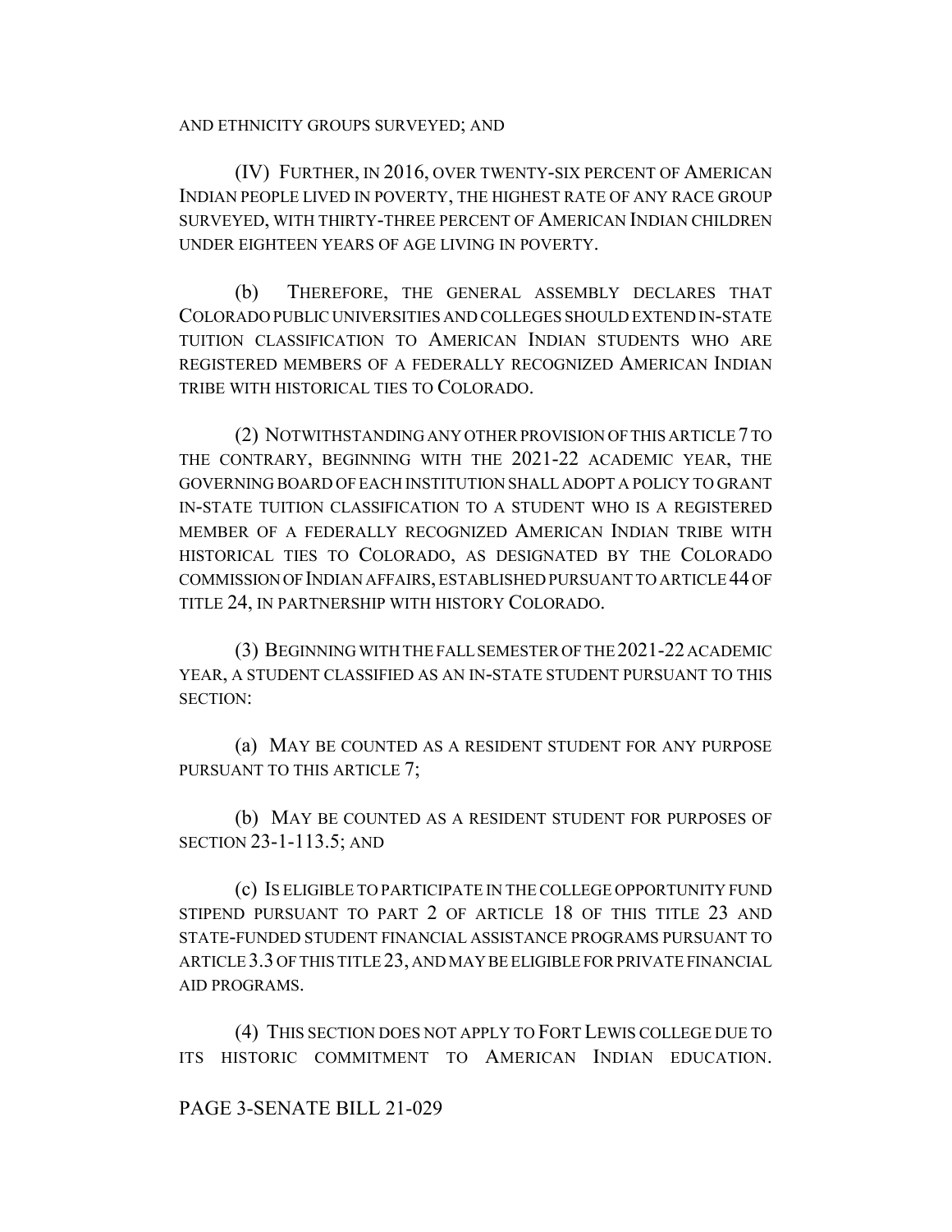AND ETHNICITY GROUPS SURVEYED; AND

(IV) FURTHER, IN 2016, OVER TWENTY-SIX PERCENT OF AMERICAN INDIAN PEOPLE LIVED IN POVERTY, THE HIGHEST RATE OF ANY RACE GROUP SURVEYED, WITH THIRTY-THREE PERCENT OF AMERICAN INDIAN CHILDREN UNDER EIGHTEEN YEARS OF AGE LIVING IN POVERTY.

(b) THEREFORE, THE GENERAL ASSEMBLY DECLARES THAT COLORADO PUBLIC UNIVERSITIES AND COLLEGES SHOULD EXTEND IN-STATE TUITION CLASSIFICATION TO AMERICAN INDIAN STUDENTS WHO ARE REGISTERED MEMBERS OF A FEDERALLY RECOGNIZED AMERICAN INDIAN TRIBE WITH HISTORICAL TIES TO COLORADO.

(2) NOTWITHSTANDING ANY OTHER PROVISION OF THIS ARTICLE 7 TO THE CONTRARY, BEGINNING WITH THE 2021-22 ACADEMIC YEAR, THE GOVERNING BOARD OF EACH INSTITUTION SHALL ADOPT A POLICY TO GRANT IN-STATE TUITION CLASSIFICATION TO A STUDENT WHO IS A REGISTERED MEMBER OF A FEDERALLY RECOGNIZED AMERICAN INDIAN TRIBE WITH HISTORICAL TIES TO COLORADO, AS DESIGNATED BY THE COLORADO COMMISSION OF INDIAN AFFAIRS, ESTABLISHED PURSUANT TO ARTICLE 44 OF TITLE 24, IN PARTNERSHIP WITH HISTORY COLORADO.

(3) BEGINNING WITH THE FALL SEMESTER OF THE 2021-22 ACADEMIC YEAR, A STUDENT CLASSIFIED AS AN IN-STATE STUDENT PURSUANT TO THIS SECTION:

(a) MAY BE COUNTED AS A RESIDENT STUDENT FOR ANY PURPOSE PURSUANT TO THIS ARTICLE 7;

(b) MAY BE COUNTED AS A RESIDENT STUDENT FOR PURPOSES OF SECTION 23-1-113.5; AND

(c) IS ELIGIBLE TO PARTICIPATE IN THE COLLEGE OPPORTUNITY FUND STIPEND PURSUANT TO PART 2 OF ARTICLE 18 OF THIS TITLE 23 AND STATE-FUNDED STUDENT FINANCIAL ASSISTANCE PROGRAMS PURSUANT TO ARTICLE 3.3 OF THIS TITLE 23, AND MAY BE ELIGIBLE FOR PRIVATE FINANCIAL AID PROGRAMS.

(4) THIS SECTION DOES NOT APPLY TO FORT LEWIS COLLEGE DUE TO ITS HISTORIC COMMITMENT TO AMERICAN INDIAN EDUCATION.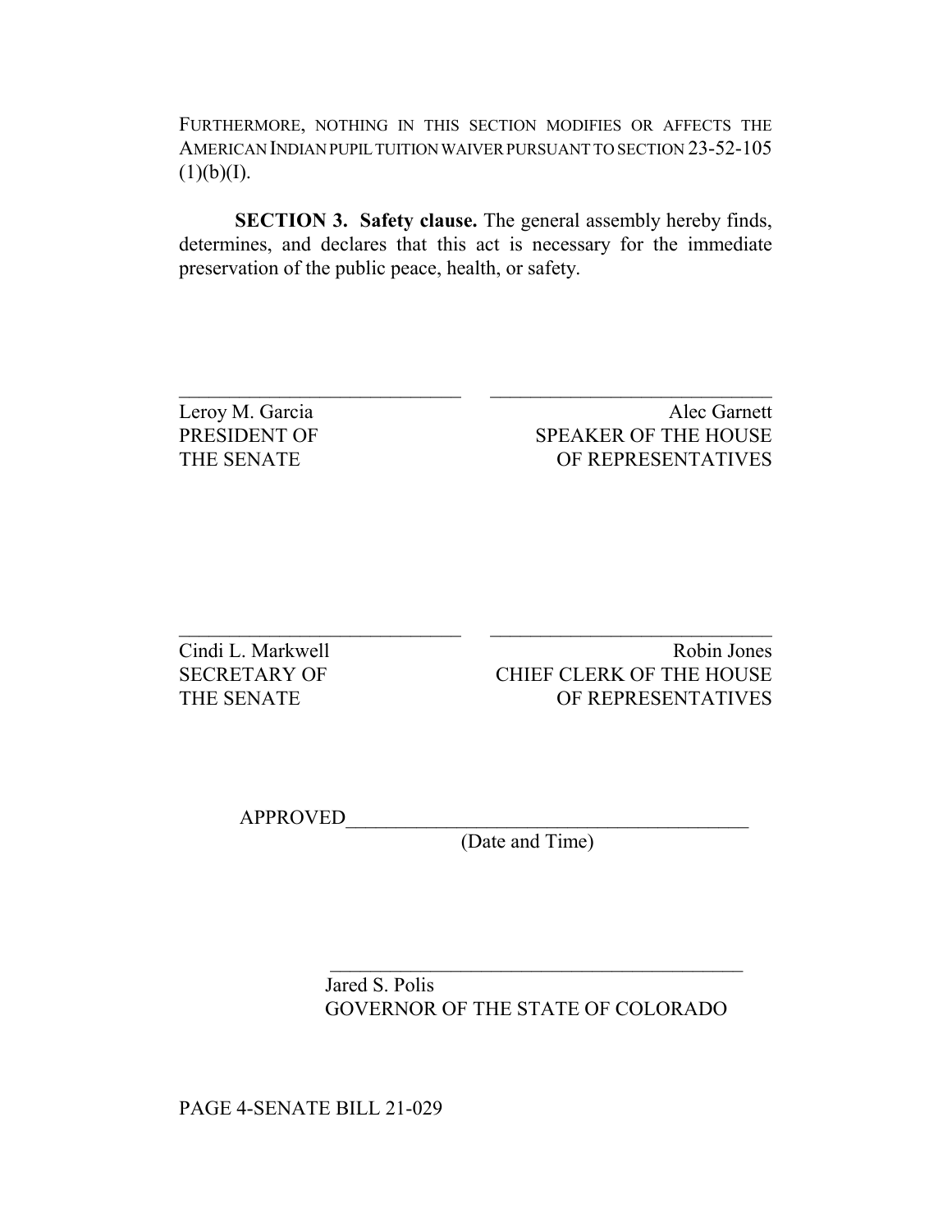FURTHERMORE, NOTHING IN THIS SECTION MODIFIES OR AFFECTS THE AMERICAN INDIAN PUPIL TUITION WAIVER PURSUANT TO SECTION 23-52-105 (1)(b)(I).

**SECTION 3. Safety clause.** The general assembly hereby finds, determines, and declares that this act is necessary for the immediate preservation of the public peace, health, or safety.

| | |
|---|---|
| \_\_\_\_\_\_\_\_\_\_\_\_\_\_\_\_\_\_\_\_\_\_\_\_\_\_\_\_ | \_\_\_\_\_\_\_\_\_\_\_\_\_\_\_\_\_\_\_\_\_\_\_\_\_\_\_\_ |
| Leroy M. Garcia | Alec Garnett |
| PRESIDENT OF THE SENATE | SPEAKER OF THE HOUSE OF REPRESENTATIVES |
| \_\_\_\_\_\_\_\_\_\_\_\_\_\_\_\_\_\_\_\_\_\_\_\_\_\_\_\_ | \_\_\_\_\_\_\_\_\_\_\_\_\_\_\_\_\_\_\_\_\_\_\_\_\_\_\_\_ |
| Cindi L. Markwell | Robin Jones |
| SECRETARY OF THE SENATE | CHIEF CLERK OF THE HOUSE OF REPRESENTATIVES |

APPROVED\_\_\_\_\_\_\_\_\_\_\_\_\_\_\_\_\_\_\_\_\_\_\_\_\_\_\_\_\_\_\_\_\_\_\_\_\_\_\_\_
(Date and Time)

\_\_\_\_\_\_\_\_\_\_\_\_\_\_\_\_\_\_\_\_\_\_\_\_\_\_\_\_\_\_\_\_\_\_\_\_\_\_\_\_
Jared S. Polis
GOVERNOR OF THE STATE OF COLORADO

PAGE 4-SENATE BILL 21-029